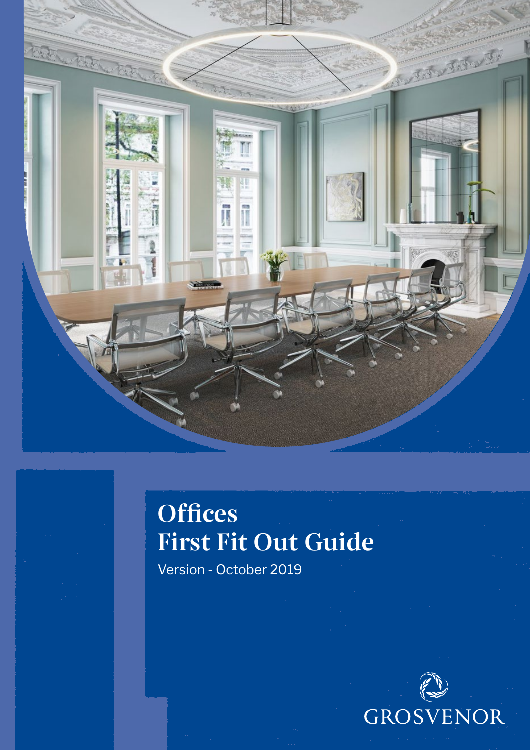# Offices
# First Fit Out Guide

Version - October 2019

GROSVENOR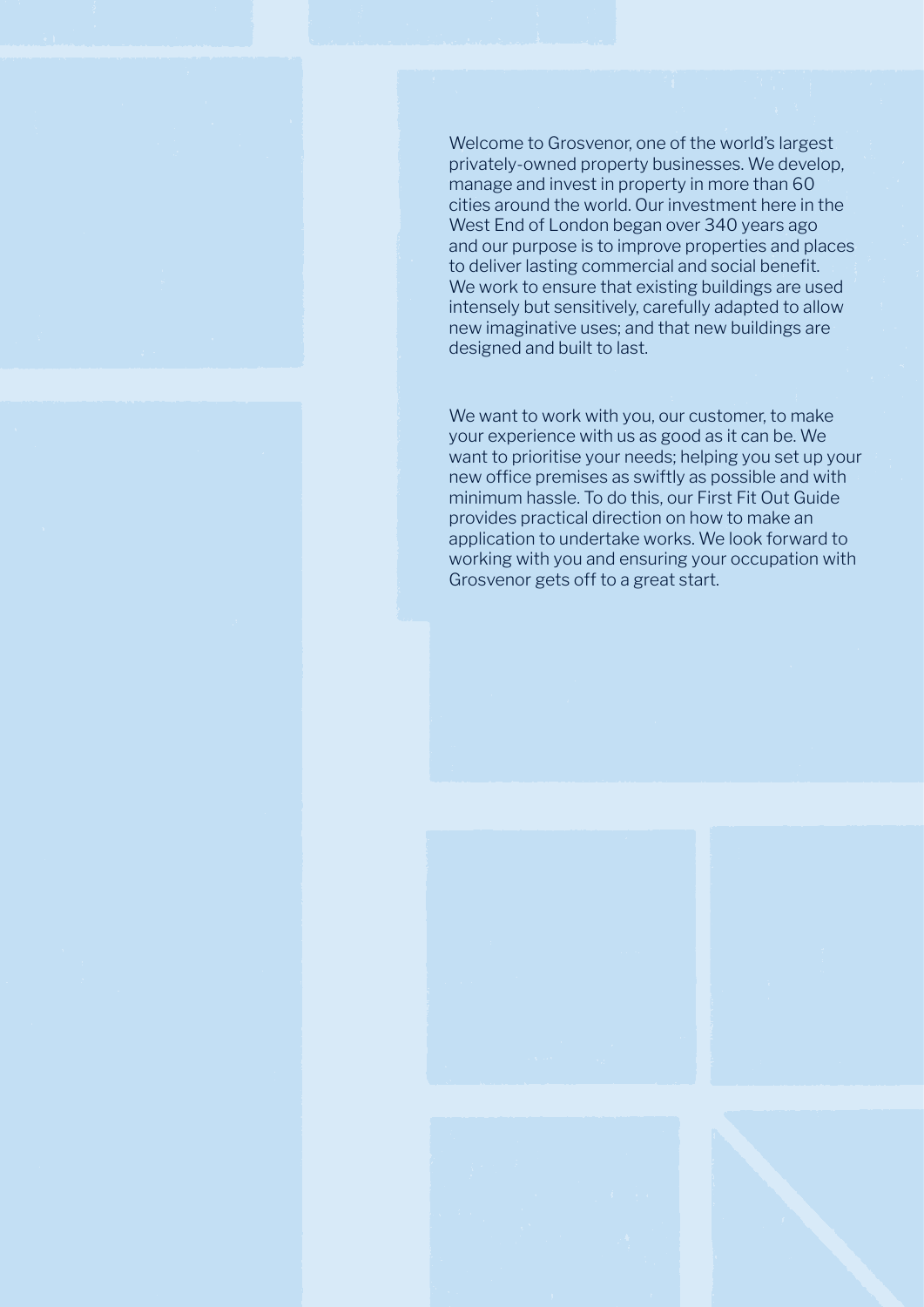Welcome to Grosvenor, one of the world's largest privately-owned property businesses. We develop, manage and invest in property in more than 60 cities around the world. Our investment here in the West End of London began over 340 years ago and our purpose is to improve properties and places to deliver lasting commercial and social benefit. We work to ensure that existing buildings are used intensely but sensitively, carefully adapted to allow new imaginative uses; and that new buildings are designed and built to last.

We want to work with you, our customer, to make your experience with us as good as it can be. We want to prioritise your needs; helping you set up your new office premises as swiftly as possible and with minimum hassle. To do this, our First Fit Out Guide provides practical direction on how to make an application to undertake works. We look forward to working with you and ensuring your occupation with Grosvenor gets off to a great start.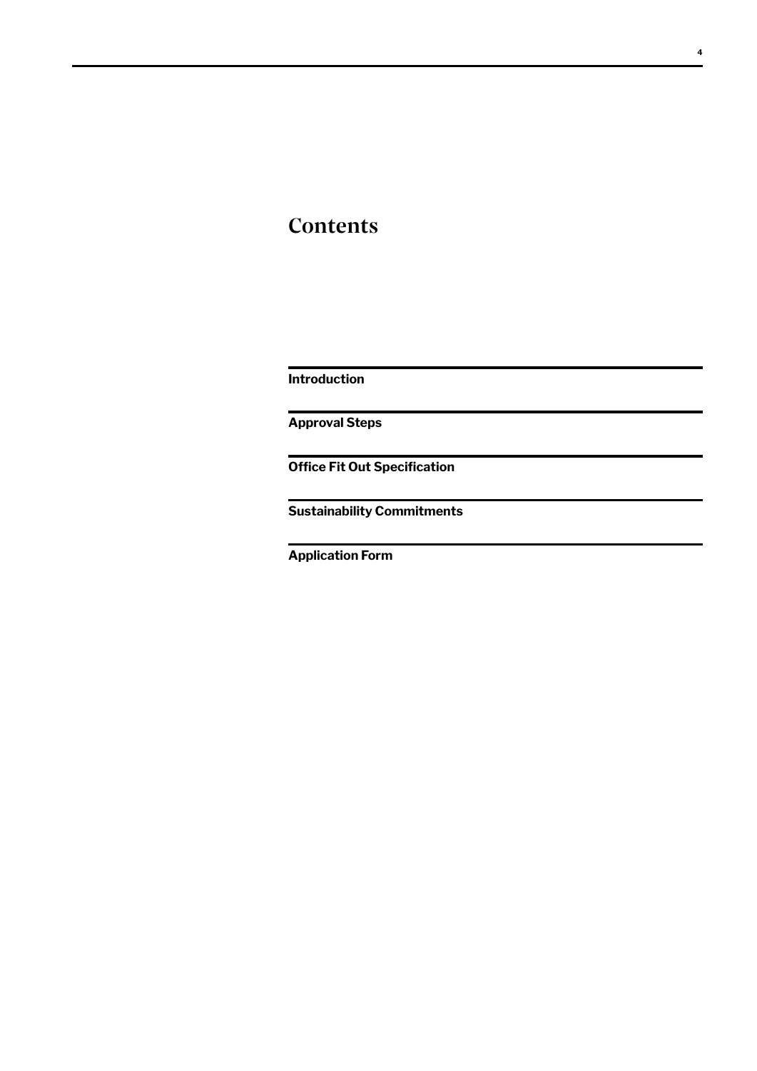# Contents

**Introduction**

**Approval Steps**

**Office Fit Out Specification**

**Sustainability Commitments**

**Application Form**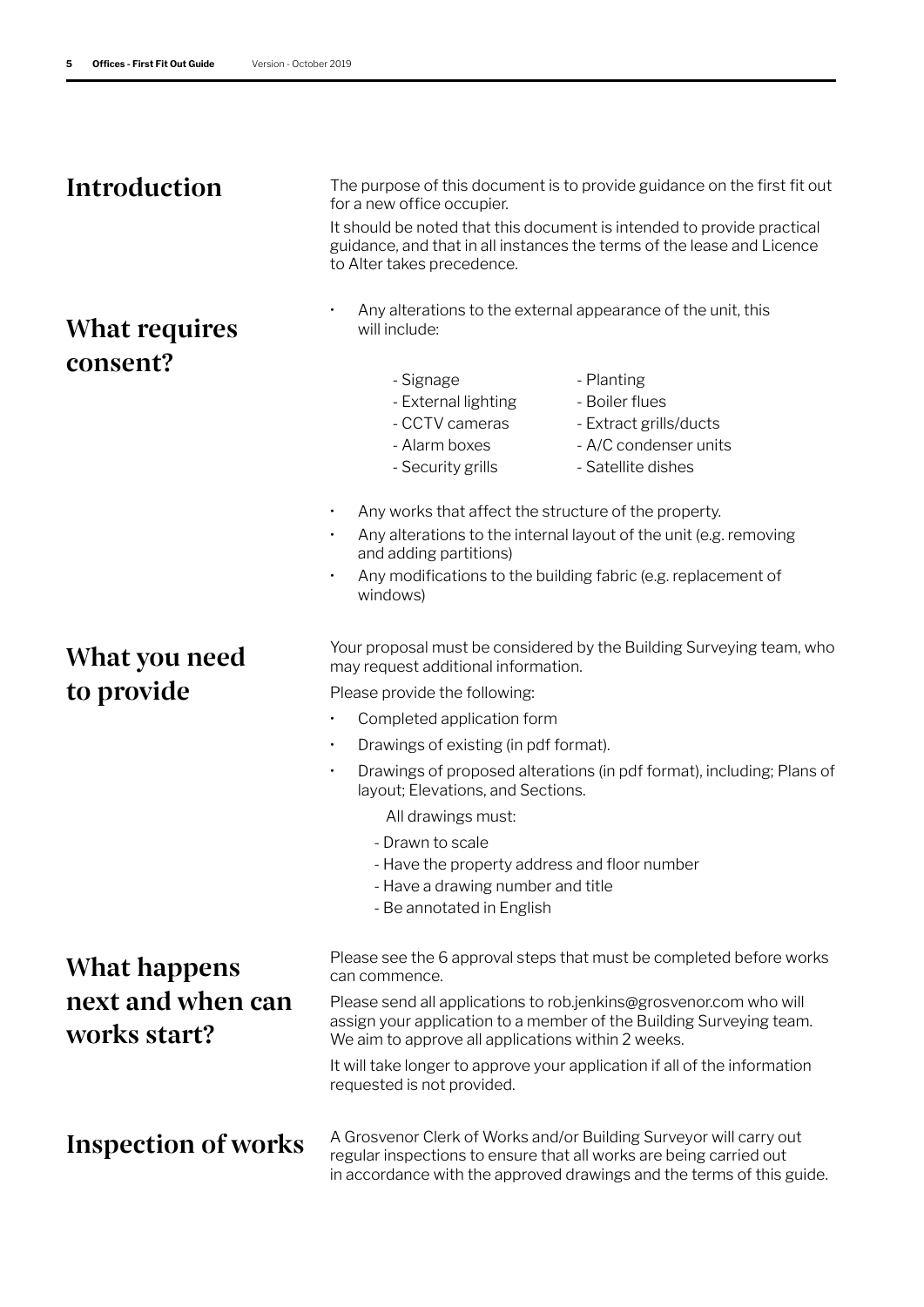## Introduction

The purpose of this document is to provide guidance on the first fit out for a new office occupier.

It should be noted that this document is intended to provide practical guidance, and that in all instances the terms of the lease and Licence to Alter takes precedence.

## What requires consent?

- Any alterations to the external appearance of the unit, this will include:
  - Signage
  - External lighting
  - CCTV cameras
  - Alarm boxes
  - Security grills
  - Planting
  - Boiler flues
  - Extract grills/ducts
  - A/C condenser units
  - Satellite dishes
- Any works that affect the structure of the property.
- Any alterations to the internal layout of the unit (e.g. removing and adding partitions)
- Any modifications to the building fabric (e.g. replacement of windows)

## What you need to provide

Your proposal must be considered by the Building Surveying team, who may request additional information.

Please provide the following:

- Completed application form
- Drawings of existing (in pdf format).
- Drawings of proposed alterations (in pdf format), including; Plans of layout; Elevations, and Sections.

  All drawings must:

  - Drawn to scale
  - Have the property address and floor number
  - Have a drawing number and title
  - Be annotated in English

## What happens next and when can works start?

Please see the 6 approval steps that must be completed before works can commence.

Please send all applications to rob.jenkins@grosvenor.com who will assign your application to a member of the Building Surveying team. We aim to approve all applications within 2 weeks.

It will take longer to approve your application if all of the information requested is not provided.

## Inspection of works

A Grosvenor Clerk of Works and/or Building Surveyor will carry out regular inspections to ensure that all works are being carried out in accordance with the approved drawings and the terms of this guide.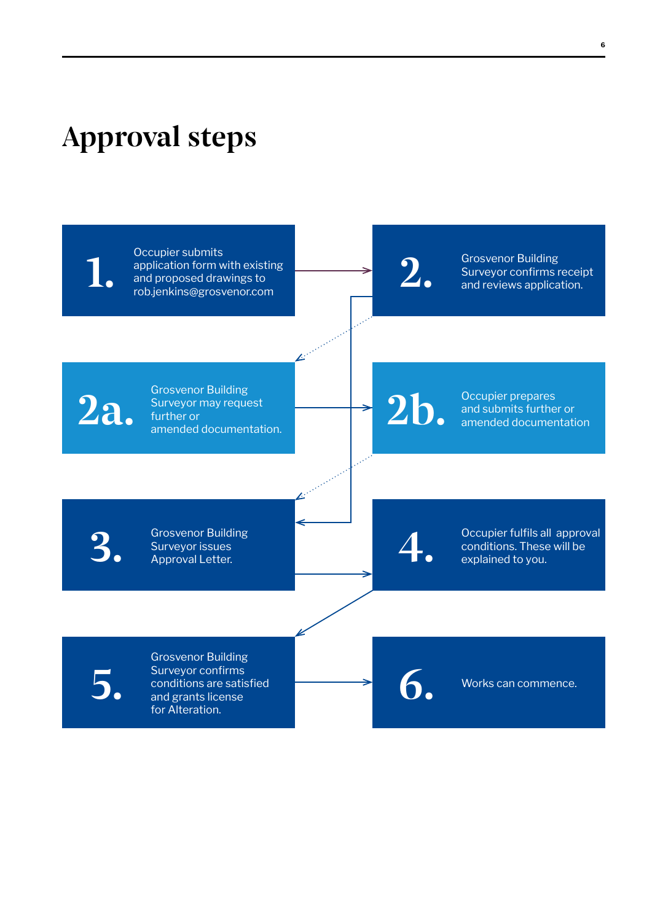# Approval steps

**1.** Occupier submits application form with existing and proposed drawings to rob.jenkins@grosvenor.com

**2.** Grosvenor Building Surveyor confirms receipt and reviews application.

**2a.** Grosvenor Building Surveyor may request further or amended documentation.

**2b.** Occupier prepares and submits further or amended documentation

**3.** Grosvenor Building Surveyor issues Approval Letter.

**4.** Occupier fulfils all approval conditions. These will be explained to you.

**5.** Grosvenor Building Surveyor confirms conditions are satisfied and grants license for Alteration.

**6.** Works can commence.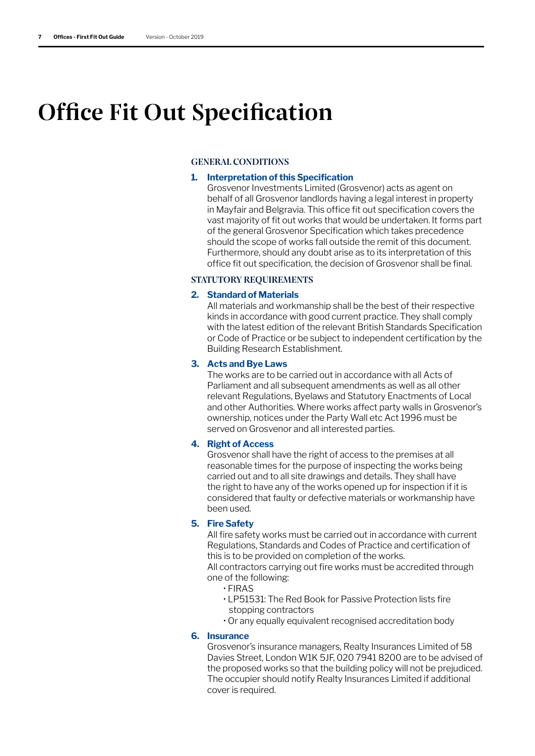# Office Fit Out Specification

## GENERAL CONDITIONS

### 1. Interpretation of this Specification

Grosvenor Investments Limited (Grosvenor) acts as agent on behalf of all Grosvenor landlords having a legal interest in property in Mayfair and Belgravia. This office fit out specification covers the vast majority of fit out works that would be undertaken. It forms part of the general Grosvenor Specification which takes precedence should the scope of works fall outside the remit of this document. Furthermore, should any doubt arise as to its interpretation of this office fit out specification, the decision of Grosvenor shall be final.

## STATUTORY REQUIREMENTS

### 2. Standard of Materials

All materials and workmanship shall be the best of their respective kinds in accordance with good current practice. They shall comply with the latest edition of the relevant British Standards Specification or Code of Practice or be subject to independent certification by the Building Research Establishment.

### 3. Acts and Bye Laws

The works are to be carried out in accordance with all Acts of Parliament and all subsequent amendments as well as all other relevant Regulations, Byelaws and Statutory Enactments of Local and other Authorities. Where works affect party walls in Grosvenor's ownership, notices under the Party Wall etc Act 1996 must be served on Grosvenor and all interested parties.

### 4. Right of Access

Grosvenor shall have the right of access to the premises at all reasonable times for the purpose of inspecting the works being carried out and to all site drawings and details. They shall have the right to have any of the works opened up for inspection if it is considered that faulty or defective materials or workmanship have been used.

### 5. Fire Safety

All fire safety works must be carried out in accordance with current Regulations, Standards and Codes of Practice and certification of this is to be provided on completion of the works.

All contractors carrying out fire works must be accredited through one of the following:

- FIRAS
- LP51531: The Red Book for Passive Protection lists fire stopping contractors
- Or any equally equivalent recognised accreditation body

### 6. Insurance

Grosvenor's insurance managers, Realty Insurances Limited of 58 Davies Street, London W1K 5JF, 020 7941 8200 are to be advised of the proposed works so that the building policy will not be prejudiced. The occupier should notify Realty Insurances Limited if additional cover is required.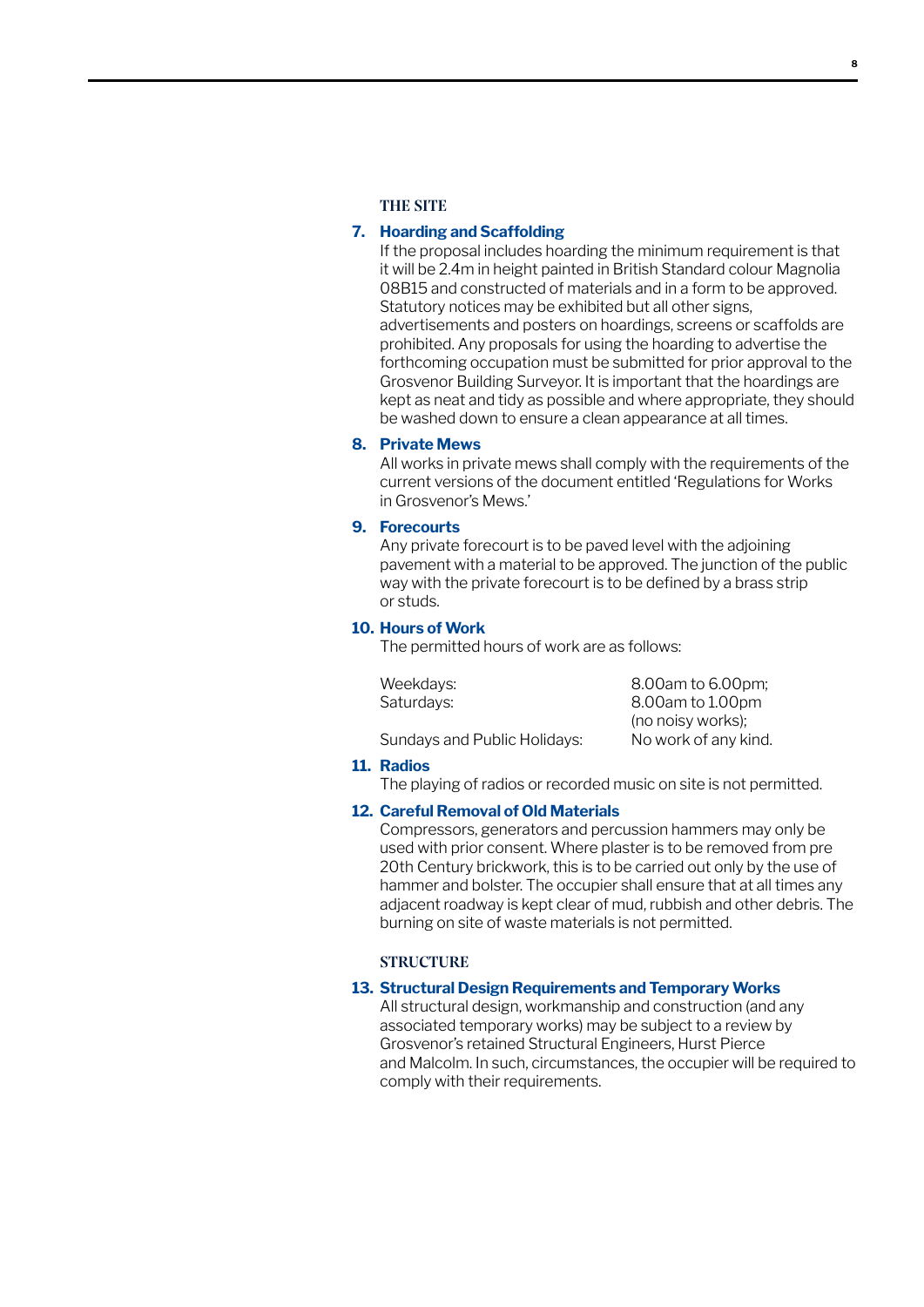## THE SITE

### 7. Hoarding and Scaffolding

If the proposal includes hoarding the minimum requirement is that it will be 2.4m in height painted in British Standard colour Magnolia 08B15 and constructed of materials and in a form to be approved. Statutory notices may be exhibited but all other signs, advertisements and posters on hoardings, screens or scaffolds are prohibited. Any proposals for using the hoarding to advertise the forthcoming occupation must be submitted for prior approval to the Grosvenor Building Surveyor. It is important that the hoardings are kept as neat and tidy as possible and where appropriate, they should be washed down to ensure a clean appearance at all times.

### 8. Private Mews

All works in private mews shall comply with the requirements of the current versions of the document entitled 'Regulations for Works in Grosvenor's Mews.'

### 9. Forecourts

Any private forecourt is to be paved level with the adjoining pavement with a material to be approved. The junction of the public way with the private forecourt is to be defined by a brass strip or studs.

### 10. Hours of Work

The permitted hours of work are as follows:

| | |
|---|---|
| Weekdays: | 8.00am to 6.00pm; |
| Saturdays: | 8.00am to 1.00pm (no noisy works); |
| Sundays and Public Holidays: | No work of any kind. |

### 11. Radios

The playing of radios or recorded music on site is not permitted.

### 12. Careful Removal of Old Materials

Compressors, generators and percussion hammers may only be used with prior consent. Where plaster is to be removed from pre 20th Century brickwork, this is to be carried out only by the use of hammer and bolster. The occupier shall ensure that at all times any adjacent roadway is kept clear of mud, rubbish and other debris. The burning on site of waste materials is not permitted.

## STRUCTURE

### 13. Structural Design Requirements and Temporary Works

All structural design, workmanship and construction (and any associated temporary works) may be subject to a review by Grosvenor's retained Structural Engineers, Hurst Pierce and Malcolm. In such, circumstances, the occupier will be required to comply with their requirements.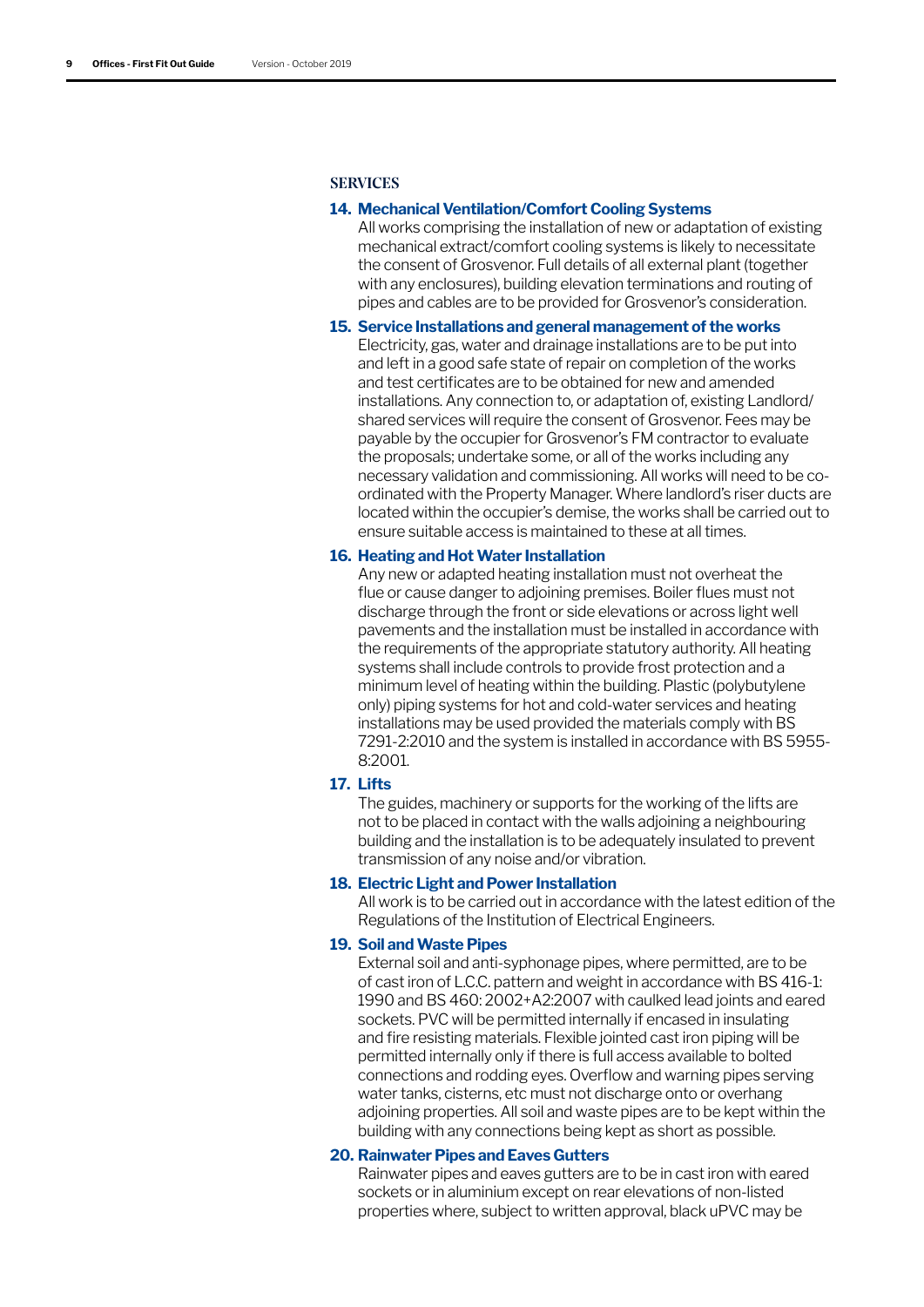## SERVICES

### 14. Mechanical Ventilation/Comfort Cooling Systems

All works comprising the installation of new or adaptation of existing mechanical extract/comfort cooling systems is likely to necessitate the consent of Grosvenor. Full details of all external plant (together with any enclosures), building elevation terminations and routing of pipes and cables are to be provided for Grosvenor's consideration.

### 15. Service Installations and general management of the works

Electricity, gas, water and drainage installations are to be put into and left in a good safe state of repair on completion of the works and test certificates are to be obtained for new and amended installations. Any connection to, or adaptation of, existing Landlord/shared services will require the consent of Grosvenor. Fees may be payable by the occupier for Grosvenor's FM contractor to evaluate the proposals; undertake some, or all of the works including any necessary validation and commissioning. All works will need to be co-ordinated with the Property Manager. Where landlord's riser ducts are located within the occupier's demise, the works shall be carried out to ensure suitable access is maintained to these at all times.

### 16. Heating and Hot Water Installation

Any new or adapted heating installation must not overheat the flue or cause danger to adjoining premises. Boiler flues must not discharge through the front or side elevations or across light well pavements and the installation must be installed in accordance with the requirements of the appropriate statutory authority. All heating systems shall include controls to provide frost protection and a minimum level of heating within the building. Plastic (polybutylene only) piping systems for hot and cold-water services and heating installations may be used provided the materials comply with BS 7291-2:2010 and the system is installed in accordance with BS 5955-8:2001.

### 17. Lifts

The guides, machinery or supports for the working of the lifts are not to be placed in contact with the walls adjoining a neighbouring building and the installation is to be adequately insulated to prevent transmission of any noise and/or vibration.

### 18. Electric Light and Power Installation

All work is to be carried out in accordance with the latest edition of the Regulations of the Institution of Electrical Engineers.

### 19. Soil and Waste Pipes

External soil and anti-syphonage pipes, where permitted, are to be of cast iron of L.C.C. pattern and weight in accordance with BS 416-1: 1990 and BS 460: 2002+A2:2007 with caulked lead joints and eared sockets. PVC will be permitted internally if encased in insulating and fire resisting materials. Flexible jointed cast iron piping will be permitted internally only if there is full access available to bolted connections and rodding eyes. Overflow and warning pipes serving water tanks, cisterns, etc must not discharge onto or overhang adjoining properties. All soil and waste pipes are to be kept within the building with any connections being kept as short as possible.

### 20. Rainwater Pipes and Eaves Gutters

Rainwater pipes and eaves gutters are to be in cast iron with eared sockets or in aluminium except on rear elevations of non-listed properties where, subject to written approval, black uPVC may be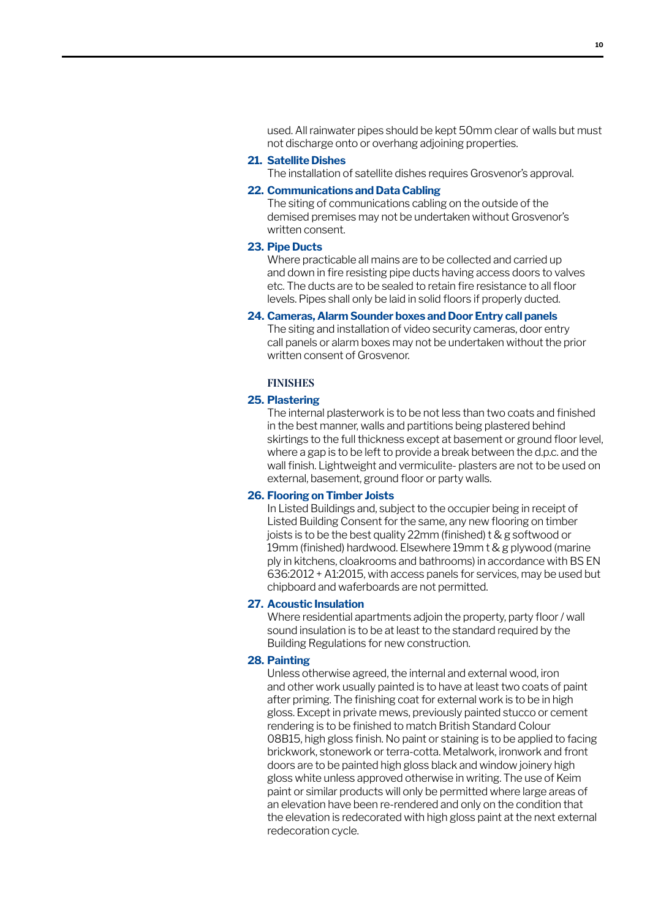used. All rainwater pipes should be kept 50mm clear of walls but must not discharge onto or overhang adjoining properties.

### 21. Satellite Dishes

The installation of satellite dishes requires Grosvenor's approval.

### 22. Communications and Data Cabling

The siting of communications cabling on the outside of the demised premises may not be undertaken without Grosvenor's written consent.

### 23. Pipe Ducts

Where practicable all mains are to be collected and carried up and down in fire resisting pipe ducts having access doors to valves etc. The ducts are to be sealed to retain fire resistance to all floor levels. Pipes shall only be laid in solid floors if properly ducted.

### 24. Cameras, Alarm Sounder boxes and Door Entry call panels

The siting and installation of video security cameras, door entry call panels or alarm boxes may not be undertaken without the prior written consent of Grosvenor.

## FINISHES

### 25. Plastering

The internal plasterwork is to be not less than two coats and finished in the best manner, walls and partitions being plastered behind skirtings to the full thickness except at basement or ground floor level, where a gap is to be left to provide a break between the d.p.c. and the wall finish. Lightweight and vermiculite- plasters are not to be used on external, basement, ground floor or party walls.

### 26. Flooring on Timber Joists

In Listed Buildings and, subject to the occupier being in receipt of Listed Building Consent for the same, any new flooring on timber joists is to be the best quality 22mm (finished) t & g softwood or 19mm (finished) hardwood. Elsewhere 19mm t & g plywood (marine ply in kitchens, cloakrooms and bathrooms) in accordance with BS EN 636:2012 + A1:2015, with access panels for services, may be used but chipboard and waferboards are not permitted.

### 27. Acoustic Insulation

Where residential apartments adjoin the property, party floor / wall sound insulation is to be at least to the standard required by the Building Regulations for new construction.

### 28. Painting

Unless otherwise agreed, the internal and external wood, iron and other work usually painted is to have at least two coats of paint after priming. The finishing coat for external work is to be in high gloss. Except in private mews, previously painted stucco or cement rendering is to be finished to match British Standard Colour 08B15, high gloss finish. No paint or staining is to be applied to facing brickwork, stonework or terra-cotta. Metalwork, ironwork and front doors are to be painted high gloss black and window joinery high gloss white unless approved otherwise in writing. The use of Keim paint or similar products will only be permitted where large areas of an elevation have been re-rendered and only on the condition that the elevation is redecorated with high gloss paint at the next external redecoration cycle.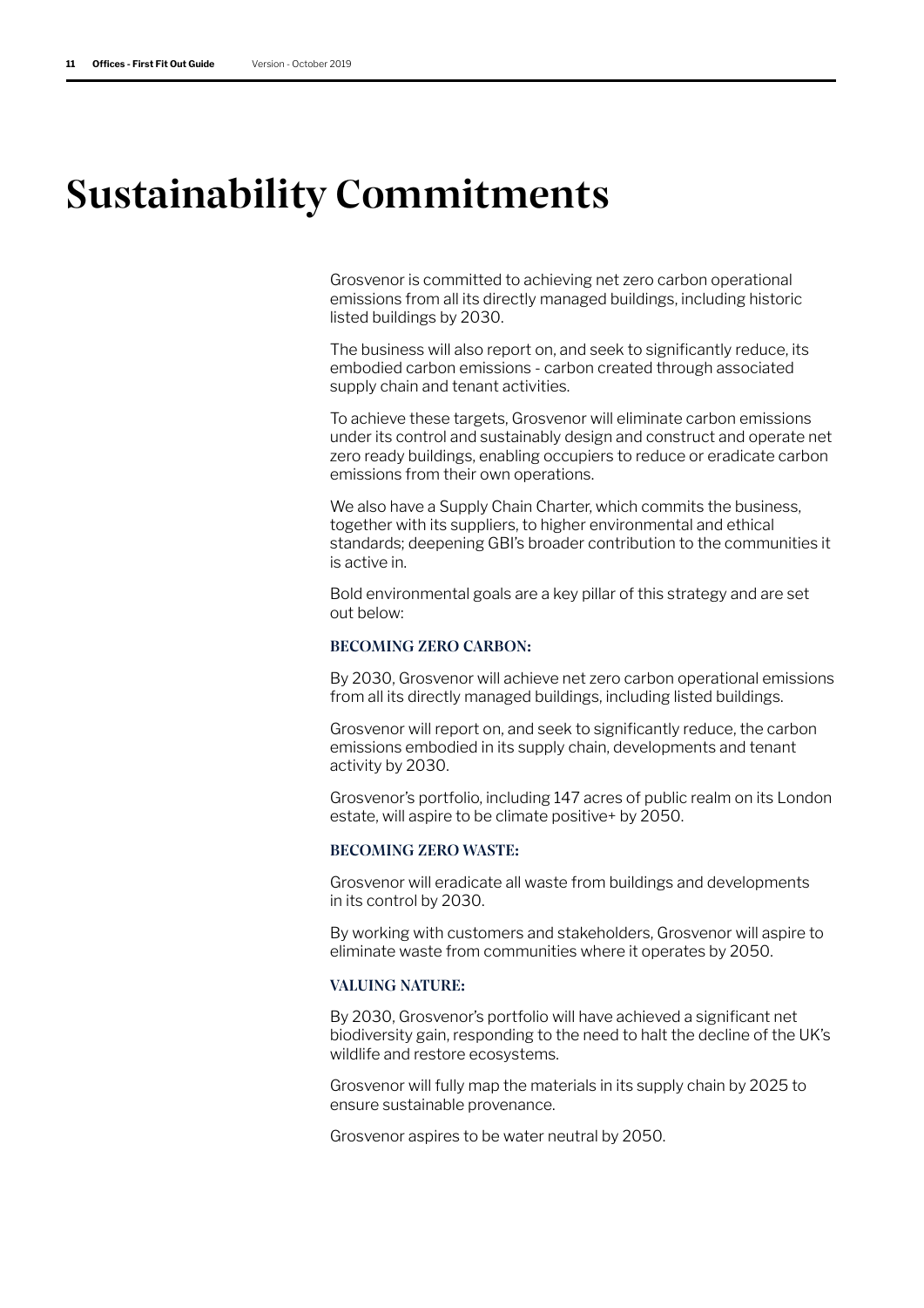# Sustainability Commitments

Grosvenor is committed to achieving net zero carbon operational emissions from all its directly managed buildings, including historic listed buildings by 2030.

The business will also report on, and seek to significantly reduce, its embodied carbon emissions - carbon created through associated supply chain and tenant activities.

To achieve these targets, Grosvenor will eliminate carbon emissions under its control and sustainably design and construct and operate net zero ready buildings, enabling occupiers to reduce or eradicate carbon emissions from their own operations.

We also have a Supply Chain Charter, which commits the business, together with its suppliers, to higher environmental and ethical standards; deepening GBI's broader contribution to the communities it is active in.

Bold environmental goals are a key pillar of this strategy and are set out below:

### BECOMING ZERO CARBON:

By 2030, Grosvenor will achieve net zero carbon operational emissions from all its directly managed buildings, including listed buildings.

Grosvenor will report on, and seek to significantly reduce, the carbon emissions embodied in its supply chain, developments and tenant activity by 2030.

Grosvenor's portfolio, including 147 acres of public realm on its London estate, will aspire to be climate positive+ by 2050.

### BECOMING ZERO WASTE:

Grosvenor will eradicate all waste from buildings and developments in its control by 2030.

By working with customers and stakeholders, Grosvenor will aspire to eliminate waste from communities where it operates by 2050.

### VALUING NATURE:

By 2030, Grosvenor's portfolio will have achieved a significant net biodiversity gain, responding to the need to halt the decline of the UK's wildlife and restore ecosystems.

Grosvenor will fully map the materials in its supply chain by 2025 to ensure sustainable provenance.

Grosvenor aspires to be water neutral by 2050.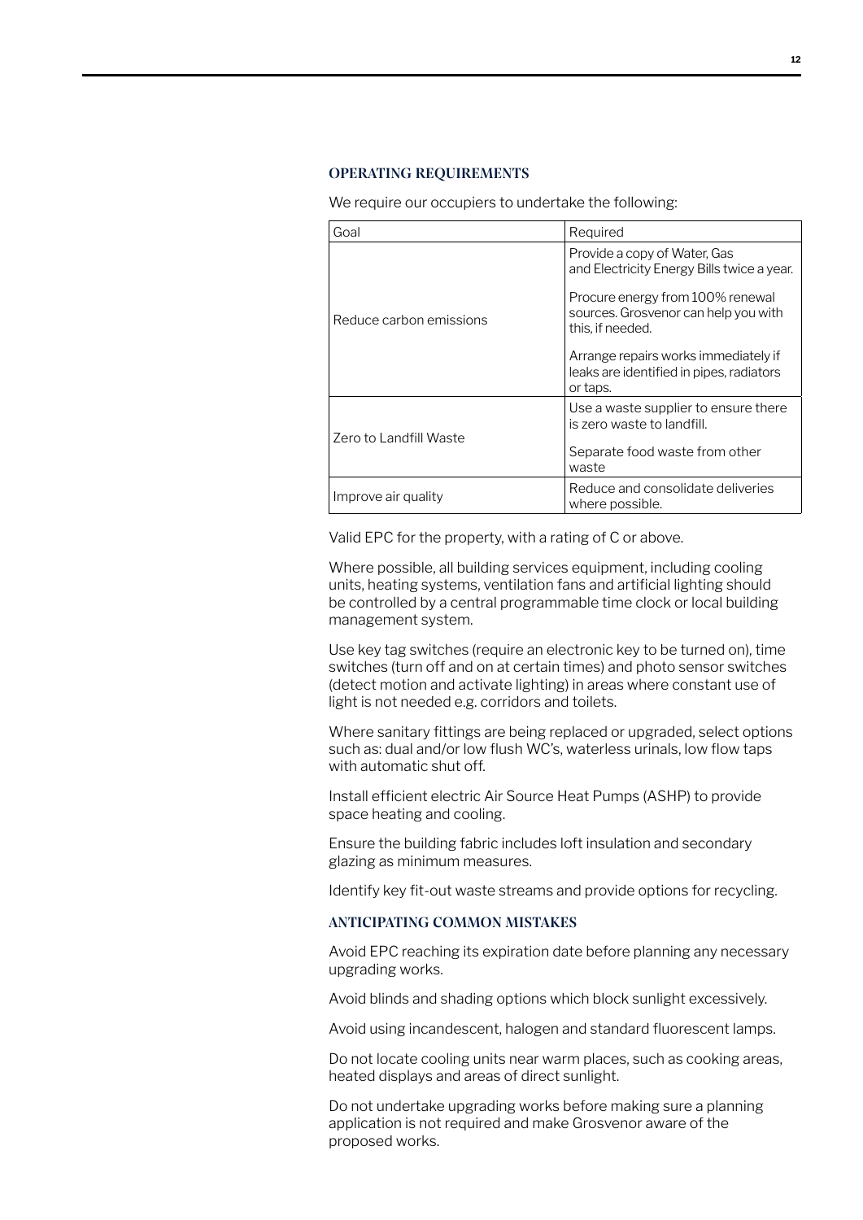## OPERATING REQUIREMENTS

We require our occupiers to undertake the following:

| Goal | Required |
|---|---|
| Reduce carbon emissions | Provide a copy of Water, Gas and Electricity Energy Bills twice a year.<br><br>Procure energy from 100% renewal sources. Grosvenor can help you with this, if needed.<br><br>Arrange repairs works immediately if leaks are identified in pipes, radiators or taps. |
| Zero to Landfill Waste | Use a waste supplier to ensure there is zero waste to landfill.<br><br>Separate food waste from other waste |
| Improve air quality | Reduce and consolidate deliveries where possible. |

Valid EPC for the property, with a rating of C or above.

Where possible, all building services equipment, including cooling units, heating systems, ventilation fans and artificial lighting should be controlled by a central programmable time clock or local building management system.

Use key tag switches (require an electronic key to be turned on), time switches (turn off and on at certain times) and photo sensor switches (detect motion and activate lighting) in areas where constant use of light is not needed e.g. corridors and toilets.

Where sanitary fittings are being replaced or upgraded, select options such as: dual and/or low flush WC's, waterless urinals, low flow taps with automatic shut off.

Install efficient electric Air Source Heat Pumps (ASHP) to provide space heating and cooling.

Ensure the building fabric includes loft insulation and secondary glazing as minimum measures.

Identify key fit-out waste streams and provide options for recycling.

## ANTICIPATING COMMON MISTAKES

Avoid EPC reaching its expiration date before planning any necessary upgrading works.

Avoid blinds and shading options which block sunlight excessively.

Avoid using incandescent, halogen and standard fluorescent lamps.

Do not locate cooling units near warm places, such as cooking areas, heated displays and areas of direct sunlight.

Do not undertake upgrading works before making sure a planning application is not required and make Grosvenor aware of the proposed works.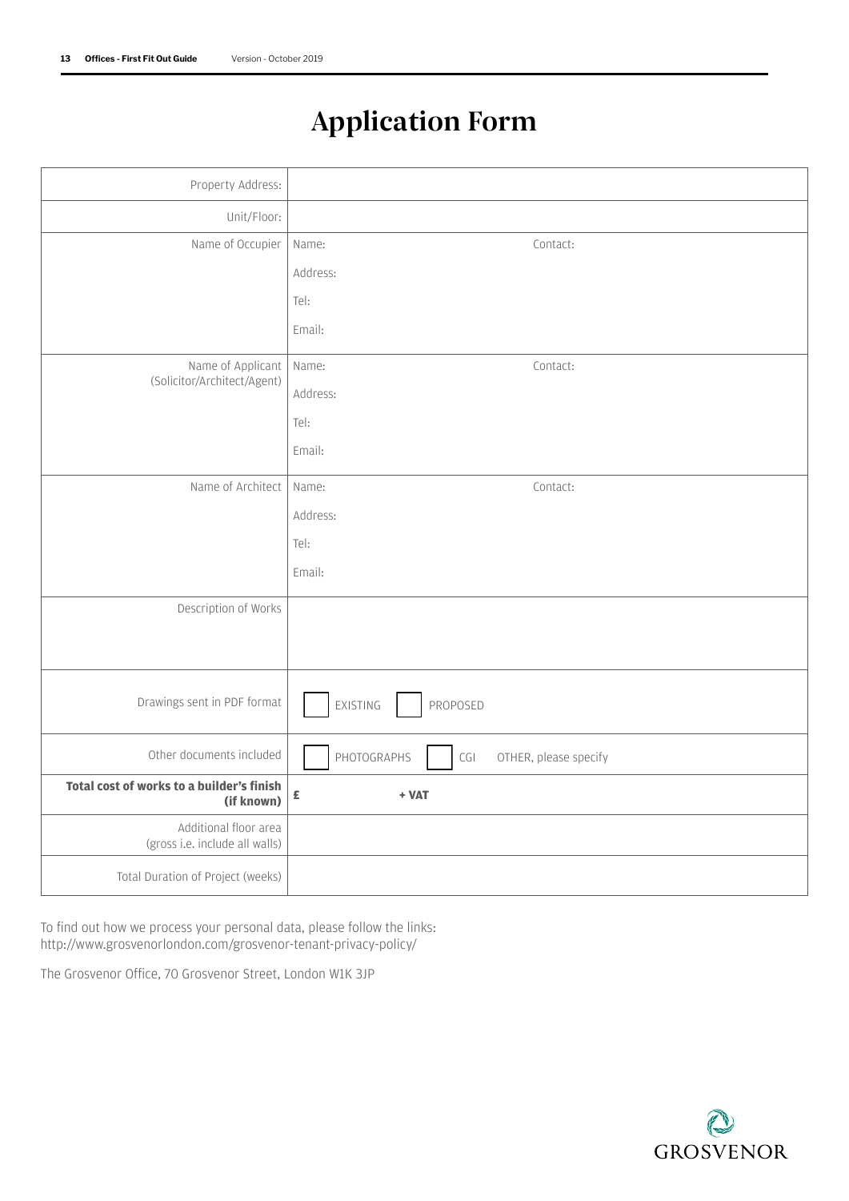# Application Form

| | |
|---|---|
| Property Address: | |
| Unit/Floor: | |
| Name of Occupier | Name: Contact:<br>Address:<br>Tel:<br>Email: |
| Name of Applicant (Solicitor/Architect/Agent) | Name: Contact:<br>Address:<br>Tel:<br>Email: |
| Name of Architect | Name: Contact:<br>Address:<br>Tel:<br>Email: |
| Description of Works | |
| Drawings sent in PDF format | ☐ EXISTING ☐ PROPOSED |
| Other documents included | ☐ PHOTOGRAPHS ☐ CGI OTHER, please specify |
| **Total cost of works to a builder's finish (if known)** | **£ + VAT** |
| Additional floor area (gross i.e. include all walls) | |
| Total Duration of Project (weeks) | |

To find out how we process your personal data, please follow the links:
http://www.grosvenorlondon.com/grosvenor-tenant-privacy-policy/

The Grosvenor Office, 70 Grosvenor Street, London W1K 3JP

GROSVENOR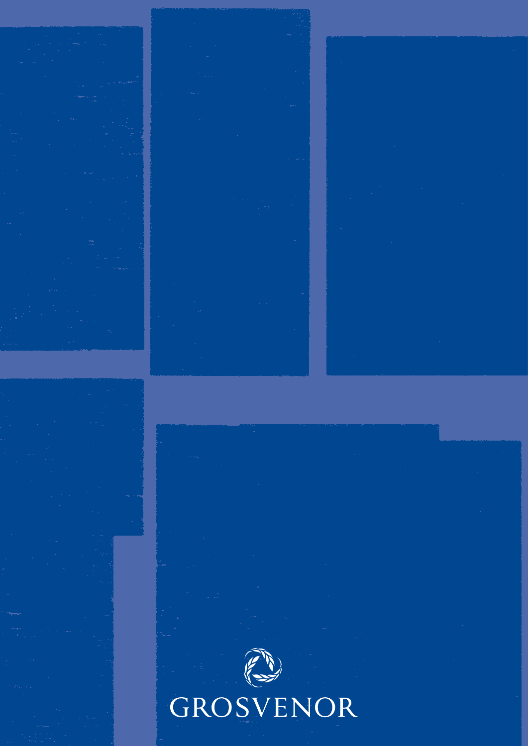GROSVENOR